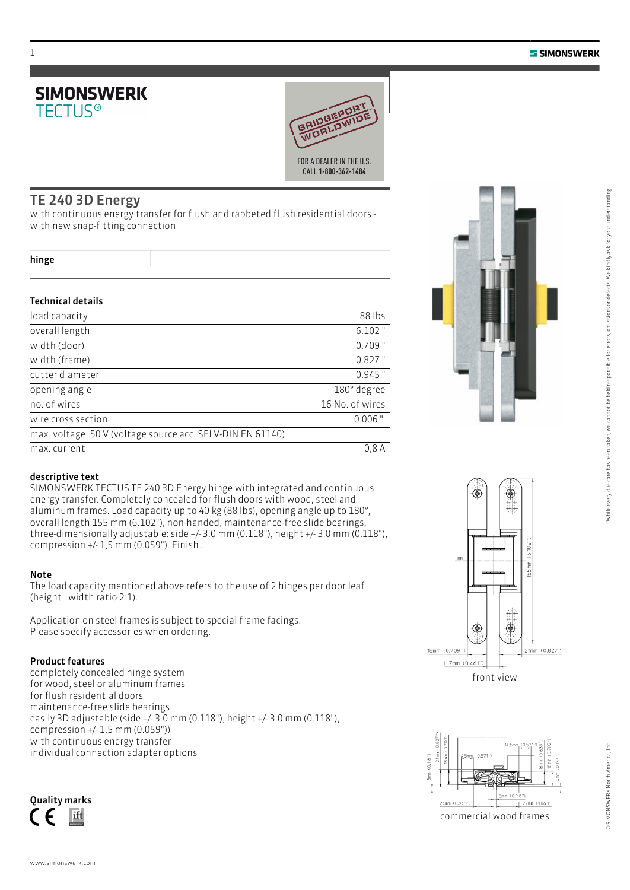# SIMONSWERK
TECTUS®

FOR A DEALER IN THE U.S.
CALL 1-800-362-1484

## TE 240 3D Energy

with continuous energy transfer for flush and rabbeted flush residential doors - with new snap-fitting connection

**hinge**

### Technical details

| | |
|---|---|
| load capacity | 88 lbs |
| overall length | 6.102 " |
| width (door) | 0.709 " |
| width (frame) | 0.827 " |
| cutter diameter | 0.945 " |
| opening angle | 180° degree |
| no. of wires | 16 No. of wires |
| wire cross section | 0.006 " |
| max. voltage: 50 V (voltage source acc. SELV-DIN EN 61140) | |
| max. current | 0,8 A |

### descriptive text

SIMONSWERK TECTUS TE 240 3D Energy hinge with integrated and continuous energy transfer. Completely concealed for flush doors with wood, steel and aluminum frames. Load capacity up to 40 kg (88 lbs), opening angle up to 180°, overall length 155 mm (6.102"), non-handed, maintenance-free slide bearings, three-dimensionally adjustable: side +/- 3.0 mm (0.118"), height +/- 3.0 mm (0.118"), compression +/- 1,5 mm (0.059"). Finish...

### Note

The load capacity mentioned above refers to the use of 2 hinges per door leaf (height : width ratio 2:1).

Application on steel frames is subject to special frame facings. Please specify accessories when ordering.

### Product features

completely concealed hinge system
for wood, steel or aluminum frames
for flush residential doors
maintenance-free slide bearings
easily 3D adjustable (side +/- 3.0 mm (0.118"), height +/- 3.0 mm (0.118"), compression +/- 1.5 mm (0.059"))
with continuous energy transfer
individual connection adapter options

### Quality marks

18mm (0.709") 11,7mm (0.461") 155mm (6.102") 21mm (0.827")

front view

commercial wood frames

www.simonswerk.com

While every due care has been taken, we cannot be held responsible for errors, omissions or defects. We kindly ask for your understanding.

© SIMONSWERK North America, Inc.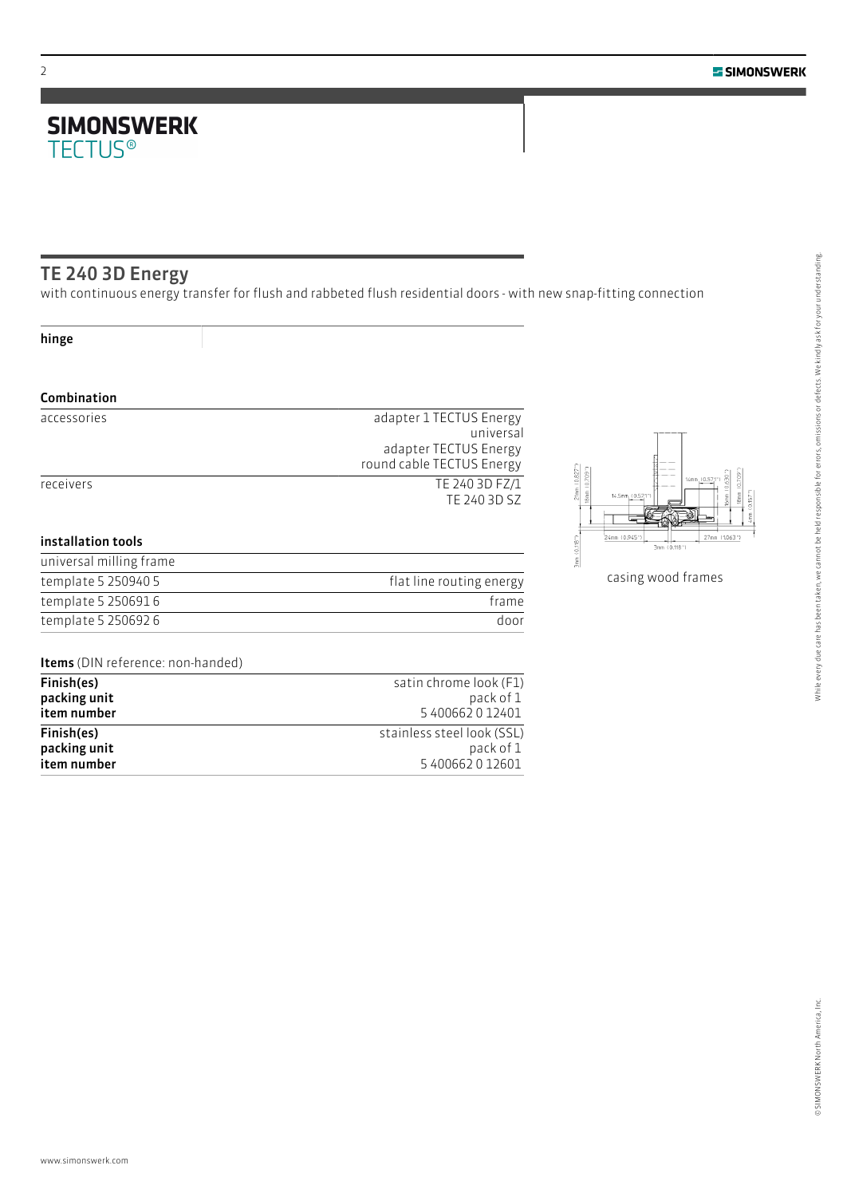**SIMONSWERK**
TECTUS®

## TE 240 3D Energy

with continuous energy transfer for flush and rabbeted flush residential doors - with new snap-fitting connection

**hinge**

### Combination

| | |
|---|---|
| accessories | adapter 1 TECTUS Energy universal<br>adapter TECTUS Energy<br>round cable TECTUS Energy |
| receivers | TE 240 3D FZ/1<br>TE 240 3D SZ |

### installation tools

| | |
|---|---|
| universal milling frame | |
| template 5 250940 5 | flat line routing energy |
| template 5 250691 6 | frame |
| template 5 250692 6 | door |

**Items** (DIN reference: non-handed)

| | |
|---|---|
| **Finish(es)** | satin chrome look (F1) |
| **packing unit** | pack of 1 |
| **item number** | 5 400662 0 12401 |
| **Finish(es)** | stainless steel look (SSL) |
| **packing unit** | pack of 1 |
| **item number** | 5 400662 0 12601 |

21mm (0.827")
18mm (0.709")
14.5mm (0.571")
14mm (0.551")
16mm (0.630")
18mm (0.709")
4mm (0.157")
3mm (0.118")
24mm (0.945")
3mm (0.118")
27mm (1.063")

casing wood frames

While every due care has been taken, we cannot be held responsible for errors, omissions or defects. We kindly ask for your understanding.

© SIMONSWERK North America, Inc.